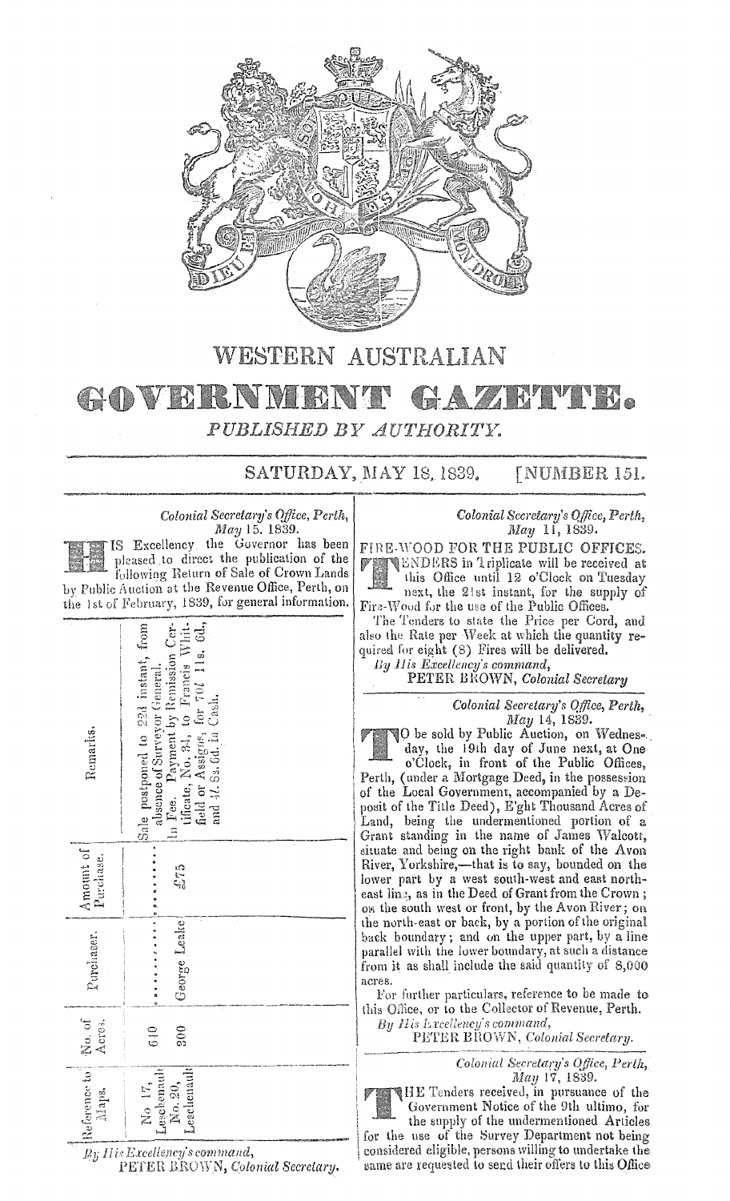# WESTERN AUSTRALIAN GOVERNMENT GAZETTE.

*PUBLISHED BY AUTHORITY.*

SATURDAY, MAY 18, 1839. [NUMBER 151.

*Colonial Secretary's Office, Perth,*
*May 15, 1839.*

HIS Excellency the Governor has been pleased to direct the publication of the following Return of Sale of Crown Lands by Public Auction at the Revenue Office, Perth, on the 1st of February, 1839, for general information.

| Reference to Maps. | No. of Acres. | Purchaser. | Amount of Purchase. | Remarks. |
|---|---|---|---|---|
| No 17, Leschenault | 640 | ............ | ......... | Sale postponed to 22d instant, from absence of Surveyor General. |
| No. 20, Leschenault | 300 | George Leake | £75 | In Fee. Payment by Remission Certificate, No. 34, to Francis Whitfield or Assigns, for 70*l.* 11s. 6d., and 4*l.* 8s. 6d. in Cash. |

*By His Excellency's command,*
PETER BROWN, *Colonial Secretary.*

*Colonial Secretary's Office, Perth,*
*May 11, 1839.*

FIRE-WOOD FOR THE PUBLIC OFFICES.

TENDERS in Triplicate will be received at this Office until 12 o'Clock on Tuesday next, the 21st instant, for the supply of Fire-Wood for the use of the Public Offices.

The Tenders to state the Price per Cord, and also the Rate per Week at which the quantity required for eight (8) Fires will be delivered.

*By His Excellency's command,*
PETER BROWN, *Colonial Secretary*

*Colonial Secretary's Office, Perth,*
*May 14, 1839.*

TO be sold by Public Auction, on Wednesday, the 19th day of June next, at One o'Clock, in front of the Public Offices, Perth, (under a Mortgage Deed, in the possession of the Local Government, accompanied by a Deposit of the Title Deed), Eight Thousand Acres of Land, being the undermentioned portion of a Grant standing in the name of James Walcott, situate and being on the right bank of the Avon River, Yorkshire,—that is to say, bounded on the lower part by a west south-west and east north-east line, as in the Deed of Grant from the Crown; on the south west or front, by the Avon River; on the north-east or back, by a portion of the original back boundary; and on the upper part, by a line parallel with the lower boundary, at such a distance from it as shall include the said quantity of 8,000 acres.

For further particulars, reference to be made to this Office, or to the Collector of Revenue, Perth.

*By His Excellency's command,*
PETER BROWN, *Colonial Secretary.*

*Colonial Secretary's Office, Perth,*
*May 17, 1839.*

THE Tenders received, in pursuance of the Government Notice of the 9th ultimo, for the supply of the undermentioned Articles for the use of the Survey Department not being considered eligible, persons willing to undertake the same are requested to send their offers to this Office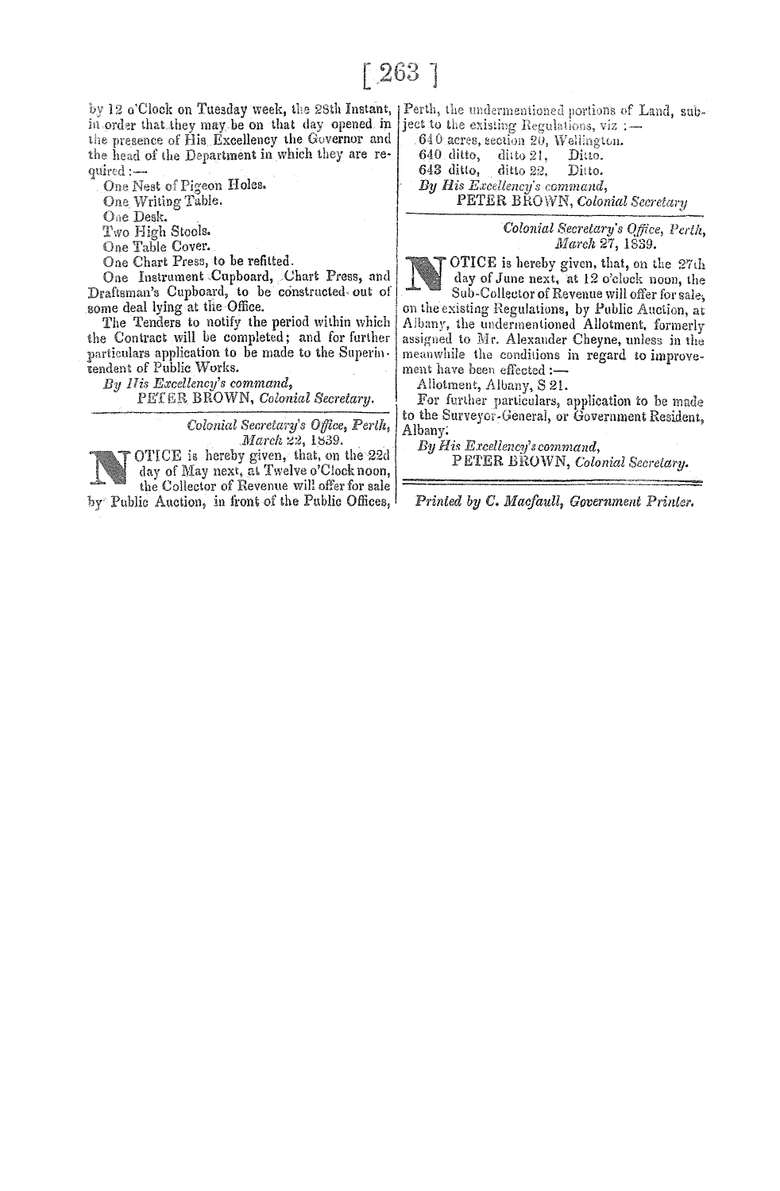by 12 o'Clock on Tuesday week, the 28th Instant, in order that they may be on that day opened in the presence of His Excellency the Governor and the head of the Department in which they are required:—

One Nest of Pigeon Holes.
One Writing Table.
One Desk.
Two High Stools.
One Table Cover.
One Chart Press, to be refitted.
One Instrument Cupboard, Chart Press, and Draftsman's Cupboard, to be constructed out of some deal lying at the Office.

The Tenders to notify the period within which the Contract will be completed; and for further particulars application to be made to the Superintendent of Public Works.

*By His Excellency's command,*
PETER BROWN, *Colonial Secretary.*

---

*Colonial Secretary's Office, Perth, March 22, 1839.*

NOTICE is hereby given, that, on the 22d day of May next, at Twelve o'Clock noon, the Collector of Revenue will offer for sale by Public Auction, in front of the Public Offices, Perth, the undermentioned portions of Land, subject to the existing Regulations, viz:—

640 acres, section 20, Wellington.
640 ditto, ditto 21, Ditto.
643 ditto, ditto 22, Ditto.

*By His Excellency's command,*
PETER BROWN, *Colonial Secretary*

---

*Colonial Secretary's Office, Perth, March 27, 1839.*

NOTICE is hereby given, that, on the 27th day of June next, at 12 o'clock noon, the Sub-Collector of Revenue will offer for sale, on the existing Regulations, by Public Auction, at Albany, the undermentioned Allotment, formerly assigned to Mr. Alexander Cheyne, unless in the meanwhile the conditions in regard to improvement have been effected:—

Allotment, Albany, S 21.

For further particulars, application to be made to the Surveyor-General, or Government Resident, Albany.

*By His Excellency's command,*
PETER BROWN, *Colonial Secretary.*

---

*Printed by C. Macfaull, Government Printer.*